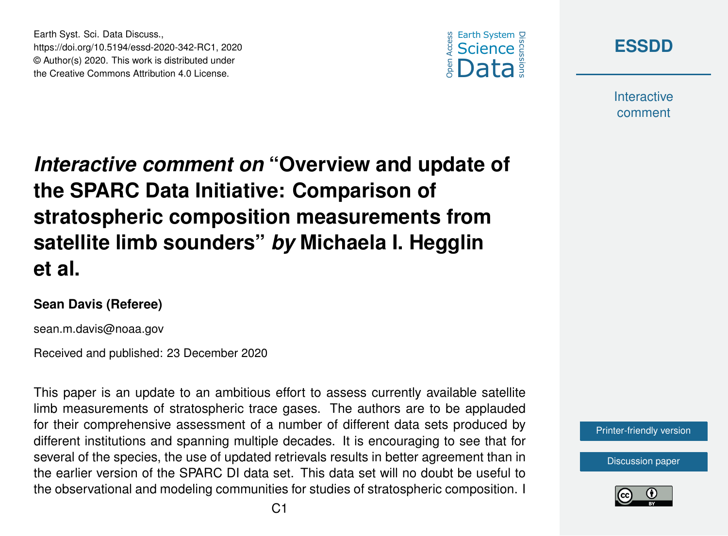# *Interactive comment on* "Overview and update of the SPARC Data Initiative: Comparison of stratospheric composition measurements from satellite limb sounders" *by* Michaela I. Hegglin et al.

**Sean Davis (Referee)**

sean.m.davis@noaa.gov

Received and published: 23 December 2020

This paper is an update to an ambitious effort to assess currently available satellite limb measurements of stratospheric trace gases. The authors are to be applauded for their comprehensive assessment of a number of different data sets produced by different institutions and spanning multiple decades. It is encouraging to see that for several of the species, the use of updated retrievals results in better agreement than in the earlier version of the SPARC DI data set. This data set will no doubt be useful to the observational and modeling communities for studies of stratospheric composition. I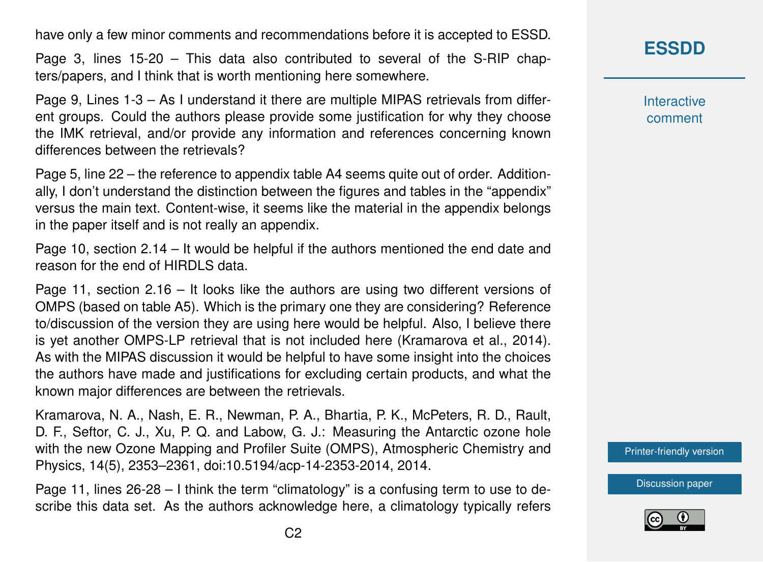have only a few minor comments and recommendations before it is accepted to ESSD.

Page 3, lines 15-20 – This data also contributed to several of the S-RIP chapters/papers, and I think that is worth mentioning here somewhere.

Page 9, Lines 1-3 – As I understand it there are multiple MIPAS retrievals from different groups. Could the authors please provide some justification for why they choose the IMK retrieval, and/or provide any information and references concerning known differences between the retrievals?

Page 5, line 22 – the reference to appendix table A4 seems quite out of order. Additionally, I don't understand the distinction between the figures and tables in the "appendix" versus the main text. Content-wise, it seems like the material in the appendix belongs in the paper itself and is not really an appendix.

Page 10, section 2.14 – It would be helpful if the authors mentioned the end date and reason for the end of HIRDLS data.

Page 11, section 2.16 – It looks like the authors are using two different versions of OMPS (based on table A5). Which is the primary one they are considering? Reference to/discussion of the version they are using here would be helpful. Also, I believe there is yet another OMPS-LP retrieval that is not included here (Kramarova et al., 2014). As with the MIPAS discussion it would be helpful to have some insight into the choices the authors have made and justifications for excluding certain products, and what the known major differences are between the retrievals.

Kramarova, N. A., Nash, E. R., Newman, P. A., Bhartia, P. K., McPeters, R. D., Rault, D. F., Seftor, C. J., Xu, P. Q. and Labow, G. J.: Measuring the Antarctic ozone hole with the new Ozone Mapping and Profiler Suite (OMPS), Atmospheric Chemistry and Physics, 14(5), 2353–2361, doi:10.5194/acp-14-2353-2014, 2014.

Page 11, lines 26-28 – I think the term "climatology" is a confusing term to use to describe this data set. As the authors acknowledge here, a climatology typically refers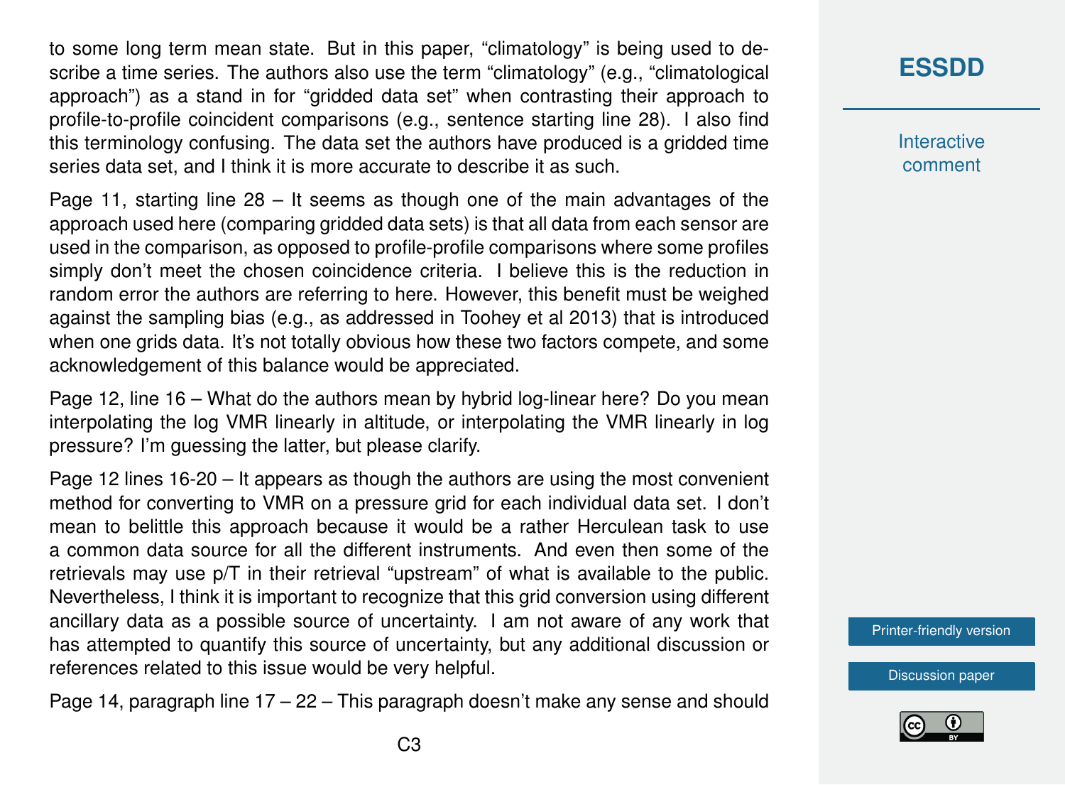to some long term mean state. But in this paper, "climatology" is being used to describe a time series. The authors also use the term "climatology" (e.g., "climatological approach") as a stand in for "gridded data set" when contrasting their approach to profile-to-profile coincident comparisons (e.g., sentence starting line 28). I also find this terminology confusing. The data set the authors have produced is a gridded time series data set, and I think it is more accurate to describe it as such.

Page 11, starting line 28 – It seems as though one of the main advantages of the approach used here (comparing gridded data sets) is that all data from each sensor are used in the comparison, as opposed to profile-profile comparisons where some profiles simply don't meet the chosen coincidence criteria. I believe this is the reduction in random error the authors are referring to here. However, this benefit must be weighed against the sampling bias (e.g., as addressed in Toohey et al 2013) that is introduced when one grids data. It's not totally obvious how these two factors compete, and some acknowledgement of this balance would be appreciated.

Page 12, line 16 – What do the authors mean by hybrid log-linear here? Do you mean interpolating the log VMR linearly in altitude, or interpolating the VMR linearly in log pressure? I'm guessing the latter, but please clarify.

Page 12 lines 16-20 – It appears as though the authors are using the most convenient method for converting to VMR on a pressure grid for each individual data set. I don't mean to belittle this approach because it would be a rather Herculean task to use a common data source for all the different instruments. And even then some of the retrievals may use p/T in their retrieval "upstream" of what is available to the public. Nevertheless, I think it is important to recognize that this grid conversion using different ancillary data as a possible source of uncertainty. I am not aware of any work that has attempted to quantify this source of uncertainty, but any additional discussion or references related to this issue would be very helpful.

Page 14, paragraph line 17 – 22 – This paragraph doesn't make any sense and should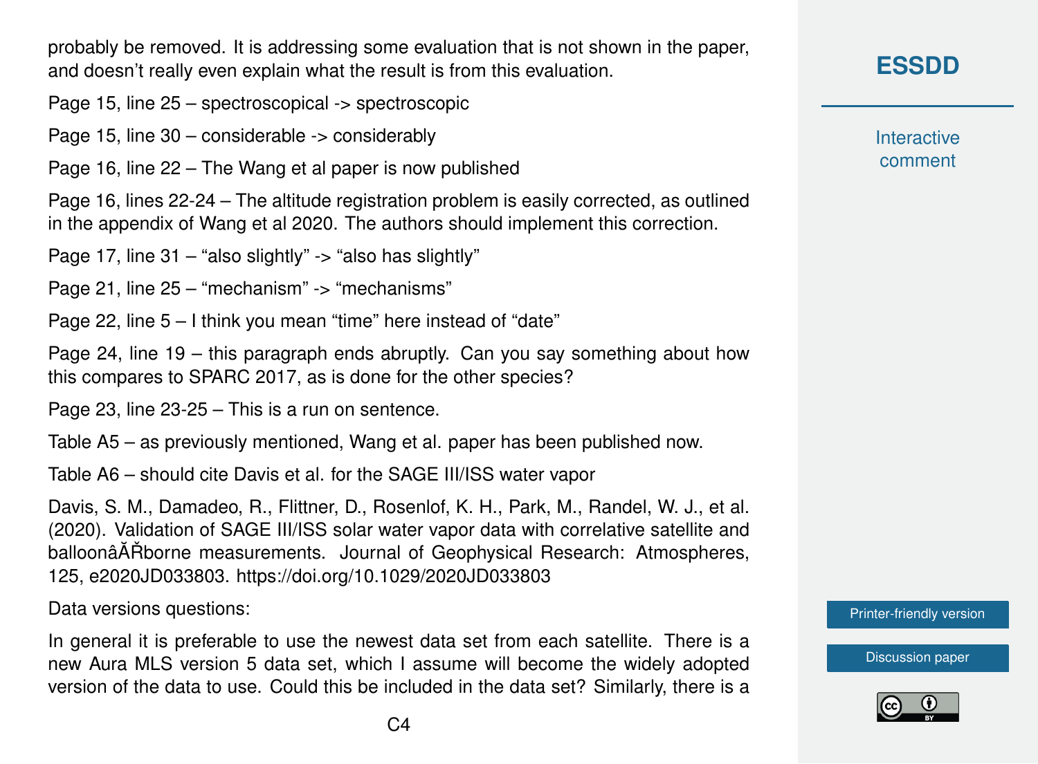probably be removed. It is addressing some evaluation that is not shown in the paper, and doesn't really even explain what the result is from this evaluation.

Page 15, line 25 – spectroscopical -> spectroscopic

Page 15, line 30 – considerable -> considerably

Page 16, line 22 – The Wang et al paper is now published

Page 16, lines 22-24 – The altitude registration problem is easily corrected, as outlined in the appendix of Wang et al 2020. The authors should implement this correction.

Page 17, line 31 – "also slightly" -> "also has slightly"

Page 21, line 25 – "mechanism" -> "mechanisms"

Page 22, line 5 – I think you mean "time" here instead of "date"

Page 24, line 19 – this paragraph ends abruptly. Can you say something about how this compares to SPARC 2017, as is done for the other species?

Page 23, line 23-25 – This is a run on sentence.

Table A5 – as previously mentioned, Wang et al. paper has been published now.

Table A6 – should cite Davis et al. for the SAGE III/ISS water vapor

Davis, S. M., Damadeo, R., Flittner, D., Rosenlof, K. H., Park, M., Randel, W. J., et al. (2020). Validation of SAGE III/ISS solar water vapor data with correlative satellite and balloonâĂŘborne measurements. Journal of Geophysical Research: Atmospheres, 125, e2020JD033803. https://doi.org/10.1029/2020JD033803

Data versions questions:

In general it is preferable to use the newest data set from each satellite. There is a new Aura MLS version 5 data set, which I assume will become the widely adopted version of the data to use. Could this be included in the data set? Similarly, there is a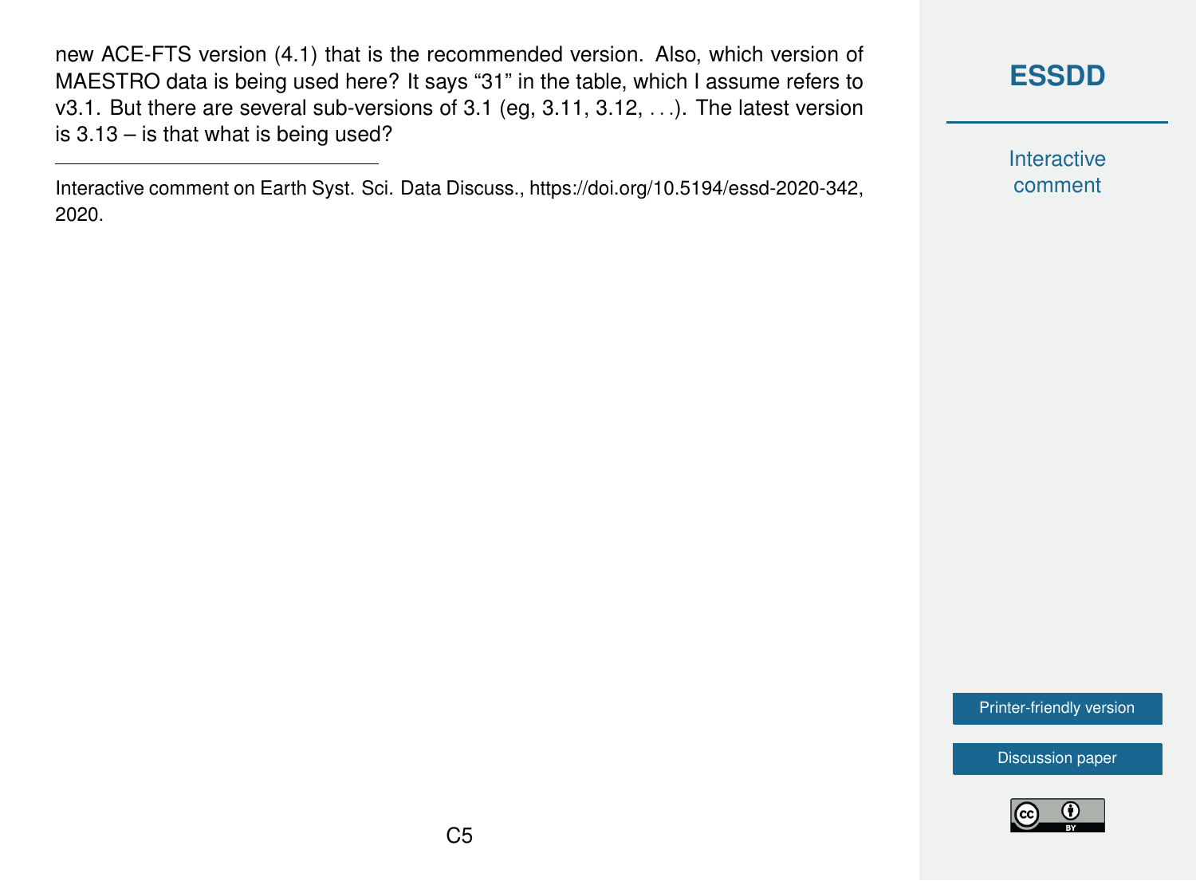new ACE-FTS version (4.1) that is the recommended version. Also, which version of MAESTRO data is being used here? It says “31” in the table, which I assume refers to v3.1. But there are several sub-versions of 3.1 (eg, 3.11, 3.12, . . .). The latest version is 3.13 – is that what is being used?

---

Interactive comment on Earth Syst. Sci. Data Discuss., https://doi.org/10.5194/essd-2020-342, 2020.